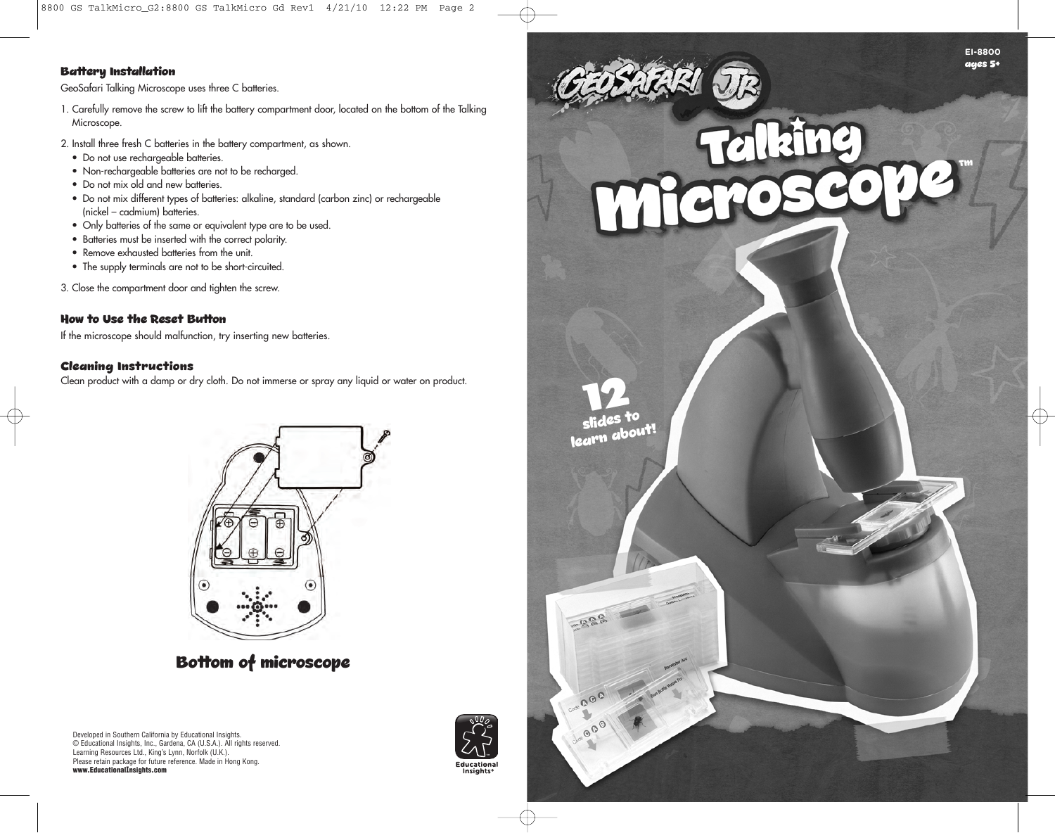## Battery Installation

GeoSafari Talking Microscope uses three C batteries.

1. Carefully remove the screw to lift the battery compartment door, located on the bottom of the Talking Microscope.
2. Install three fresh C batteries in the battery compartment, as shown.
   - Do not use rechargeable batteries.
   - Non-rechargeable batteries are not to be recharged.
   - Do not mix old and new batteries.
   - Do not mix different types of batteries: alkaline, standard (carbon zinc) or rechargeable (nickel – cadmium) batteries.
   - Only batteries of the same or equivalent type are to be used.
   - Batteries must be inserted with the correct polarity.
   - Remove exhausted batteries from the unit.
   - The supply terminals are not to be short-circuited.
3. Close the compartment door and tighten the screw.

## How to Use the Reset Button

If the microscope should malfunction, try inserting new batteries.

## Cleaning Instructions

Clean product with a damp or dry cloth. Do not immerse or spray any liquid or water on product.

**Bottom of microscope**

Developed in Southern California by Educational Insights.
© Educational Insights, Inc., Gardena, CA (U.S.A.). All rights reserved.
Learning Resources Ltd., King's Lynn, Norfolk (U.K.).
Please retain package for future reference. Made in Hong Kong.
**www.EducationalInsights.com**

Educational Insights®

EI-8800
*ages 5+*

# GeoSafari Jr. Talking Microscope™

**12 slides to learn about!**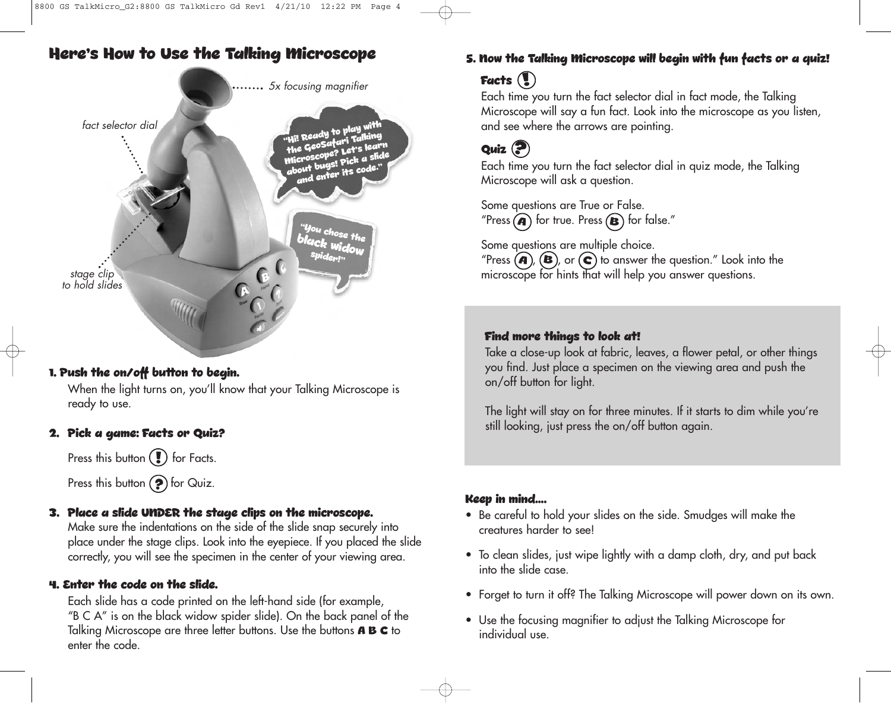## Here's How to Use the Talking Microscope

5x focusing magnifier

fact selector dial

stage clip to hold slides

"Hi! Ready to play with the GeoSafari Talking Microscope? Let's learn about bugs! Pick a slide and enter its code."

"You chose the black widow spider!"

**1. Push the on/off button to begin.**

When the light turns on, you'll know that your Talking Microscope is ready to use.

**2. Pick a game: Facts or Quiz?**

Press this button (!) for Facts.

Press this button (?) for Quiz.

**3. Place a slide UNDER the stage clips on the microscope.**

Make sure the indentations on the side of the slide snap securely into place under the stage clips. Look into the eyepiece. If you placed the slide correctly, you will see the specimen in the center of your viewing area.

**4. Enter the code on the slide.**

Each slide has a code printed on the left-hand side (for example, "B C A" is on the black widow spider slide). On the back panel of the Talking Microscope are three letter buttons. Use the buttons **A B C** to enter the code.

**5. Now the Talking Microscope will begin with fun facts or a quiz!**

**Facts (!)**

Each time you turn the fact selector dial in fact mode, the Talking Microscope will say a fun fact. Look into the microscope as you listen, and see where the arrows are pointing.

**Quiz (?)**

Each time you turn the fact selector dial in quiz mode, the Talking Microscope will ask a question.

Some questions are True or False.
"Press (A) for true. Press (B) for false."

Some questions are multiple choice.
"Press (A), (B), or (C) to answer the question." Look into the microscope for hints that will help you answer questions.

**Find more things to look at!**

Take a close-up look at fabric, leaves, a flower petal, or other things you find. Just place a specimen on the viewing area and push the on/off button for light.

The light will stay on for three minutes. If it starts to dim while you're still looking, just press the on/off button again.

**Keep in mind....**

- Be careful to hold your slides on the side. Smudges will make the creatures harder to see!
- To clean slides, just wipe lightly with a damp cloth, dry, and put back into the slide case.
- Forget to turn it off? The Talking Microscope will power down on its own.
- Use the focusing magnifier to adjust the Talking Microscope for individual use.